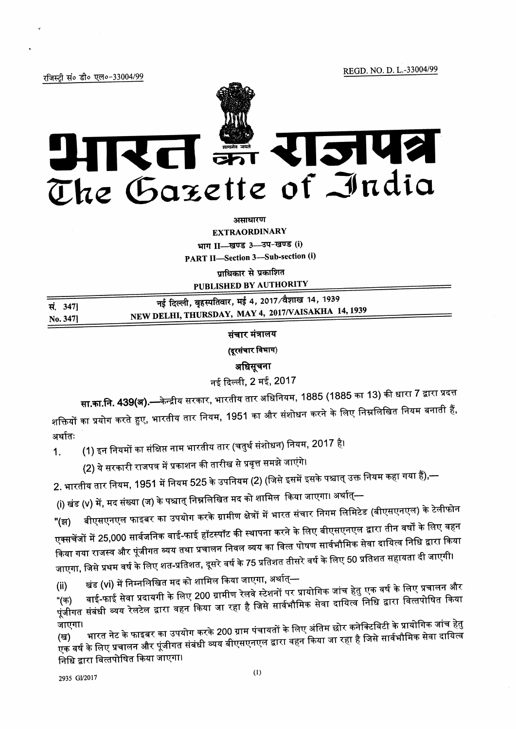रजिस्ट्री सं० डी० एल०-33004/99 REGD. NO. D. L.-33004/99

# भारत का राजपत्र
# The Gazette of India

असाधारण

**EXTRAORDINARY**

भाग II—खण्ड 3—उप-खण्ड (i)

**PART II—Section 3—Sub-section (i)**

प्राधिकार से प्रकाशित

**PUBLISHED BY AUTHORITY**

| | |
|---|---|
| सं. 347] | नई दिल्ली, बृहस्पतिवार, मई 4, 2017/वैशाख 14, 1939 |
| No. 347] | NEW DELHI, THURSDAY, MAY 4, 2017/VAISAKHA 14, 1939 |

## संचार मंत्रालय

### (दूरसंचार विभाग)

### अधिसूचना

नई दिल्ली, 2 मई, 2017

**सा.का.नि. 439(अ).**—केन्द्रीय सरकार, भारतीय तार अधिनियम, 1885 (1885 का 13) की धारा 7 द्वारा प्रदत्त शक्तियों का प्रयोग करते हुए, भारतीय तार नियम, 1951 का और संशोधन करने के लिए निम्नलिखित नियम बनाती हैं, अर्थातः

1. (1) इन नियमों का संक्षिप्त नाम भारतीय तार (चतुर्थ संशोधन) नियम, 2017 है।

   (2) ये सरकारी राजपत्र में प्रकाशन की तारीख से प्रवृत्त समझे जाएंगे।

2. भारतीय तार नियम, 1951 में नियम 525 के उपनियम (2) (जिसे इसमें इसके पश्चात् उक्त नियम कहा गया हैं),—

(i) खंड (v) में, मद संख्या (ज) के पश्चात् निम्नलिखित मद को शामिल किया जाएगा। अर्थात्—

"(झ) बीएसएनएल फाइबर का उपयोग करके ग्रामीण क्षेत्रों में भारत संचार निगम लिमिटेड (बीएसएनएल) के टेलीफोन एक्सचेंजों में 25,000 सार्वजनिक वाई-फाई हॉटस्पॉट की स्थापना करने के लिए बीएसएनएल द्वारा तीन वर्षों के लिए वहन किया गया राजस्व और पूंजीगत व्यय तथा प्रचालन निवल व्यय का वित्त पोषण सार्वभौमिक सेवा दायित्व निधि द्वारा किया जाएगा, जिसे प्रथम वर्ष के लिए शत-प्रतिशत, दूसरे वर्ष के 75 प्रतिशत तीसरे वर्ष के लिए 50 प्रतिशत सहायता दी जाएगी।

(ii) खंड (vi) में निम्नलिखित मद को शामिल किया जाएगा, अर्थात्—

"(क) वाई-फाई सेवा प्रदायगी के लिए 200 ग्रामीण रेलवे स्टेशनों पर प्रायोगिक जांच हेतु एक वर्ष के लिए प्रचालन और पूंजीगत संबंधी व्यय रेलटेल द्वारा वहन किया जा रहा है जिसे सार्वभौमिक सेवा दायित्व निधि द्वारा वित्तपोषित किया जाएगा।

(ख) भारत नेट के फाइबर का उपयोग करके 200 ग्राम पंचायतों के लिए अंतिम छोर कनेक्टिविटी के प्रायोगिक जांच हेतु एक वर्ष के लिए प्रचालन और पूंजीगत संबंधी व्यय बीएसएनएल द्वारा वहन किया जा रहा है जिसे सार्वभौमिक सेवा दायित्व निधि द्वारा वित्तपोषित किया जाएगा।

2935 GI/2017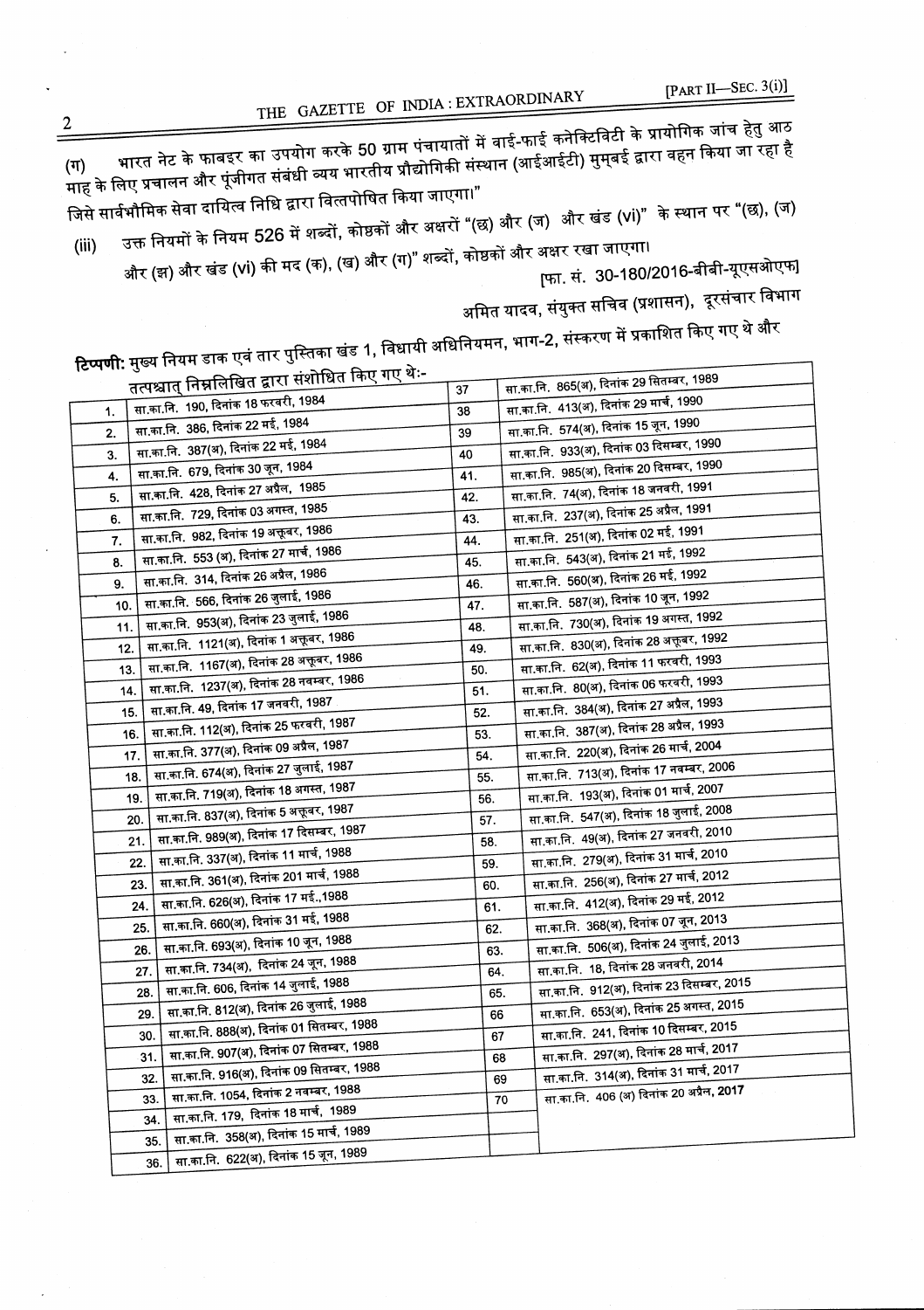(ग) भारत नेट के फाबइर का उपयोग करके 50 ग्राम पंचायातों में वाई-फाई कनेक्टिविटी के प्रायोगिक जांच हेतु आठ माह के लिए प्रचालन और पूंजीगत संबंधी व्यय भारतीय प्रौद्योगिकी संस्थान (आईआईटी) मुम्बई द्वारा वहन किया जा रहा है जिसे सार्वभौमिक सेवा दायित्व निधि द्वारा वित्तपोषित किया जाएगा।"

(iii) उक्त नियमों के नियम 526 में शब्दों, कोष्ठकों और अक्षरों "(छ) और (ज) और खंड (vi)" के स्थान पर "(छ), (ज) और (झ) और खंड (vi) की मद (क), (ख) और (ग)" शब्दों, कोष्ठकों और अक्षर रखा जाएगा।

[फा. सं. 30-180/2016-बीबी-यूएसओएफ]

अमित यादव, संयुक्त सचिव (प्रशासन), दूरसंचार विभाग

**टिप्पणी:** मुख्य नियम डाक एवं तार पुस्तिका खंड 1, विधायी अधिनियमन, भाग-2, संस्करण में प्रकाशित किए गए थे और तत्पश्चात् निम्नलिखित द्वारा संशोधित किए गए थे:-

| | | | |
|---|---|---|---|
| 1. | सा.का.नि. 190, दिनांक 18 फरवरी, 1984 | 37 | सा.का.नि. 865(अ), दिनांक 29 सितम्बर, 1989 |
| 2. | सा.का.नि. 386, दिनांक 22 मई, 1984 | 38 | सा.का.नि. 413(अ), दिनांक 29 मार्च, 1990 |
| 3. | सा.का.नि. 387(अ), दिनांक 22 मई, 1984 | 39 | सा.का.नि. 574(अ), दिनांक 15 जून, 1990 |
| 4. | सा.का.नि. 679, दिनांक 30 जून, 1984 | 40 | सा.का.नि. 933(अ), दिनांक 03 दिसम्बर, 1990 |
| 5. | सा.का.नि. 428, दिनांक 27 अप्रैल, 1985 | 41. | सा.का.नि. 985(अ), दिनांक 20 दिसम्बर, 1990 |
| 6. | सा.का.नि. 729, दिनांक 03 अगस्त, 1985 | 42. | सा.का.नि. 74(अ), दिनांक 18 जनवरी, 1991 |
| 7. | सा.का.नि. 982, दिनांक 19 अक्तूबर, 1986 | 43. | सा.का.नि. 237(अ), दिनांक 25 अप्रैल, 1991 |
| 8. | सा.का.नि. 553 (अ), दिनांक 27 मार्च, 1986 | 44. | सा.का.नि. 251(अ), दिनांक 02 मई, 1991 |
| 9. | सा.का.नि. 314, दिनांक 26 अप्रैल, 1986 | 45. | सा.का.नि. 543(अ), दिनांक 21 मई, 1992 |
| 10. | सा.का.नि. 566, दिनांक 26 जुलाई, 1986 | 46. | सा.का.नि. 560(अ), दिनांक 26 मई, 1992 |
| 11. | सा.का.नि. 953(अ), दिनांक 23 जुलाई, 1986 | 47. | सा.का.नि. 587(अ), दिनांक 10 जून, 1992 |
| 12. | सा.का.नि. 1121(अ), दिनांक 1 अक्तूबर, 1986 | 48. | सा.का.नि. 730(अ), दिनांक 19 अगस्त, 1992 |
| 13. | सा.का.नि. 1167(अ), दिनांक 28 अक्तूबर, 1986 | 49. | सा.का.नि. 830(अ), दिनांक 28 अक्तूबर, 1992 |
| 14. | सा.का.नि. 1237(अ), दिनांक 28 नवम्बर, 1986 | 50. | सा.का.नि. 62(अ), दिनांक 11 फरवरी, 1993 |
| 15. | सा.का.नि. 49, दिनांक 17 जनवरी, 1987 | 51. | सा.का.नि. 80(अ), दिनांक 06 फरवरी, 1993 |
| 16. | सा.का.नि. 112(अ), दिनांक 25 फरवरी, 1987 | 52. | सा.का.नि. 384(अ), दिनांक 27 अप्रैल, 1993 |
| 17. | सा.का.नि. 377(अ), दिनांक 09 अप्रैल, 1987 | 53. | सा.का.नि. 387(अ), दिनांक 28 अप्रैल, 1993 |
| 18. | सा.का.नि. 674(अ), दिनांक 27 जुलाई, 1987 | 54. | सा.का.नि. 220(अ), दिनांक 26 मार्च, 2004 |
| 19. | सा.का.नि. 719(अ), दिनांक 18 अगस्त, 1987 | 55. | सा.का.नि. 713(अ), दिनांक 17 नवम्बर, 2006 |
| 20. | सा.का.नि. 837(अ), दिनांक 5 अक्तूबर, 1987 | 56. | सा.का.नि. 193(अ), दिनांक 01 मार्च, 2007 |
| 21. | सा.का.नि. 989(अ), दिनांक 17 दिसम्बर, 1987 | 57. | सा.का.नि. 547(अ), दिनांक 18 जुलाई, 2008 |
| 22. | सा.का.नि. 337(अ), दिनांक 11 मार्च, 1988 | 58. | सा.का.नि. 49(अ), दिनांक 27 जनवरी, 2010 |
| 23. | सा.का.नि. 361(अ), दिनांक 201 मार्च, 1988 | 59. | सा.का.नि. 279(अ), दिनांक 31 मार्च, 2010 |
| 24. | सा.का.नि. 626(अ), दिनांक 17 मई.,1988 | 60. | सा.का.नि. 256(अ), दिनांक 27 मार्च, 2012 |
| 25. | सा.का.नि. 660(अ), दिनांक 31 मई, 1988 | 61. | सा.का.नि. 412(अ), दिनांक 29 मई, 2012 |
| 26. | सा.का.नि. 693(अ), दिनांक 10 जून, 1988 | 62. | सा.का.नि. 368(अ), दिनांक 07 जून, 2013 |
| 27. | सा.का.नि. 734(अ), दिनांक 24 जून, 1988 | 63. | सा.का.नि. 506(अ), दिनांक 24 जुलाई, 2013 |
| 28. | सा.का.नि. 606, दिनांक 14 जुलाई, 1988 | 64. | सा.का.नि. 18, दिनांक 28 जनवरी, 2014 |
| 29. | सा.का.नि. 812(अ), दिनांक 26 जुलाई, 1988 | 65. | सा.का.नि. 912(अ), दिनांक 23 दिसम्बर, 2015 |
| 30. | सा.का.नि. 888(अ), दिनांक 01 सितम्बर, 1988 | 66 | सा.का.नि. 653(अ), दिनांक 25 अगस्त, 2015 |
| 31. | सा.का.नि. 907(अ), दिनांक 07 सितम्बर, 1988 | 67 | सा.का.नि. 241, दिनांक 10 दिसम्बर, 2015 |
| 32. | सा.का.नि. 916(अ), दिनांक 09 सितम्बर, 1988 | 68 | सा.का.नि. 297(अ), दिनांक 28 मार्च, 2017 |
| 33. | सा.का.नि. 1054, दिनांक 2 नवम्बर, 1988 | 69 | सा.का.नि. 314(अ), दिनांक 31 मार्च, 2017 |
| 34. | सा.का.नि. 179, दिनांक 18 मार्च, 1989 | 70 | सा.का.नि. 406 (अ) दिनांक 20 अप्रैल, 2017 |
| 35. | सा.का.नि. 358(अ), दिनांक 15 मार्च, 1989 | | |
| 36. | सा.का.नि. 622(अ), दिनांक 15 जून, 1989 | | |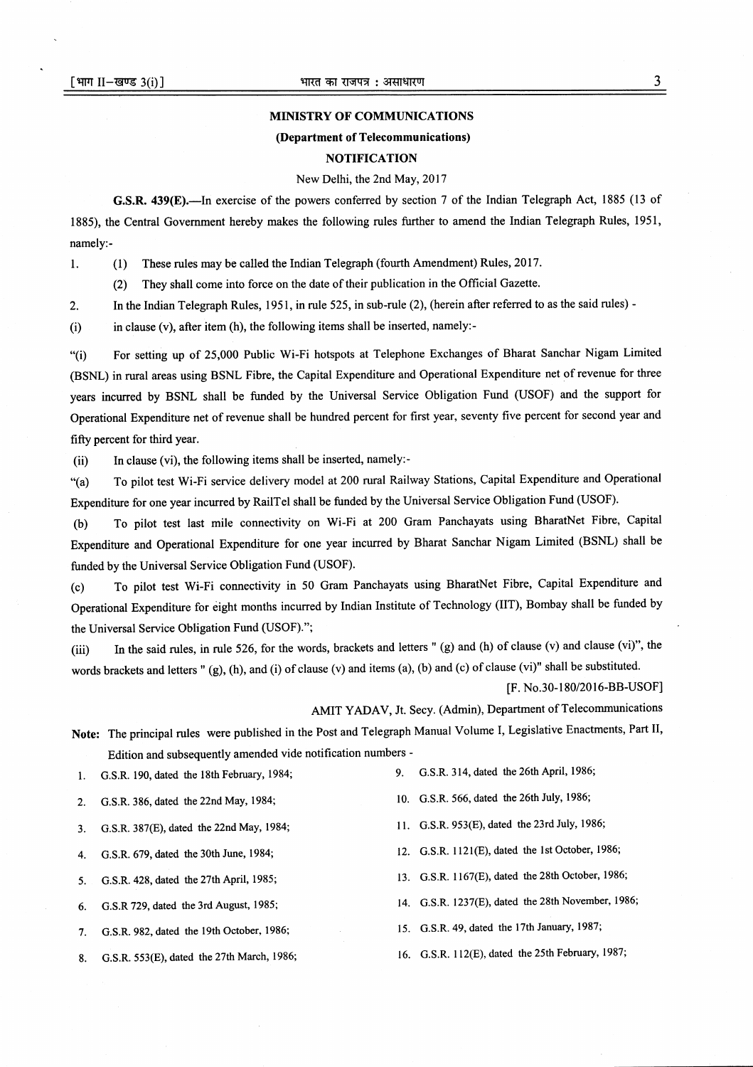**MINISTRY OF COMMUNICATIONS**

**(Department of Telecommunications)**

**NOTIFICATION**

New Delhi, the 2nd May, 2017

**G.S.R. 439(E).**—In exercise of the powers conferred by section 7 of the Indian Telegraph Act, 1885 (13 of 1885), the Central Government hereby makes the following rules further to amend the Indian Telegraph Rules, 1951, namely:-

1. (1) These rules may be called the Indian Telegraph (fourth Amendment) Rules, 2017.

   (2) They shall come into force on the date of their publication in the Official Gazette.

2. In the Indian Telegraph Rules, 1951, in rule 525, in sub-rule (2), (herein after referred to as the said rules) -

(i) in clause (v), after item (h), the following items shall be inserted, namely:-

"(i) For setting up of 25,000 Public Wi-Fi hotspots at Telephone Exchanges of Bharat Sanchar Nigam Limited (BSNL) in rural areas using BSNL Fibre, the Capital Expenditure and Operational Expenditure net of revenue for three years incurred by BSNL shall be funded by the Universal Service Obligation Fund (USOF) and the support for Operational Expenditure net of revenue shall be hundred percent for first year, seventy five percent for second year and fifty percent for third year.

(ii) In clause (vi), the following items shall be inserted, namely:-

"(a) To pilot test Wi-Fi service delivery model at 200 rural Railway Stations, Capital Expenditure and Operational Expenditure for one year incurred by RailTel shall be funded by the Universal Service Obligation Fund (USOF).

(b) To pilot test last mile connectivity on Wi-Fi at 200 Gram Panchayats using BharatNet Fibre, Capital Expenditure and Operational Expenditure for one year incurred by Bharat Sanchar Nigam Limited (BSNL) shall be funded by the Universal Service Obligation Fund (USOF).

(c) To pilot test Wi-Fi connectivity in 50 Gram Panchayats using BharatNet Fibre, Capital Expenditure and Operational Expenditure for eight months incurred by Indian Institute of Technology (IIT), Bombay shall be funded by the Universal Service Obligation Fund (USOF).";

(iii) In the said rules, in rule 526, for the words, brackets and letters " (g) and (h) of clause (v) and clause (vi)", the words brackets and letters " (g), (h), and (i) of clause (v) and items (a), (b) and (c) of clause (vi)" shall be substituted.

[F. No.30-180/2016-BB-USOF]

AMIT YADAV, Jt. Secy. (Admin), Department of Telecommunications

**Note:** The principal rules were published in the Post and Telegraph Manual Volume I, Legislative Enactments, Part II, Edition and subsequently amended vide notification numbers -

1. G.S.R. 190, dated the 18th February, 1984;
2. G.S.R. 386, dated the 22nd May, 1984;
3. G.S.R. 387(E), dated the 22nd May, 1984;
4. G.S.R. 679, dated the 30th June, 1984;
5. G.S.R. 428, dated the 27th April, 1985;
6. G.S.R 729, dated the 3rd August, 1985;
7. G.S.R. 982, dated the 19th October, 1986;
8. G.S.R. 553(E), dated the 27th March, 1986;
9. G.S.R. 314, dated the 26th April, 1986;
10. G.S.R. 566, dated the 26th July, 1986;
11. G.S.R. 953(E), dated the 23rd July, 1986;
12. G.S.R. 1121(E), dated the 1st October, 1986;
13. G.S.R. 1167(E), dated the 28th October, 1986;
14. G.S.R. 1237(E), dated the 28th November, 1986;
15. G.S.R. 49, dated the 17th January, 1987;
16. G.S.R. 112(E), dated the 25th February, 1987;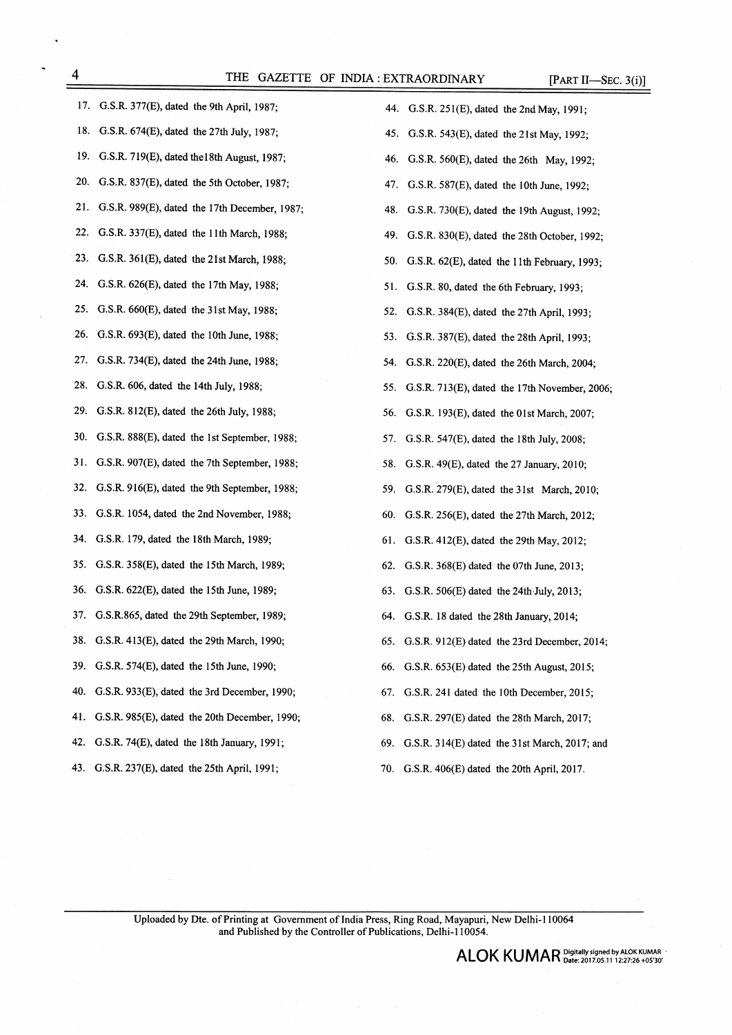17. G.S.R. 377(E), dated the 9th April, 1987;
18. G.S.R. 674(E), dated the 27th July, 1987;
19. G.S.R. 719(E), dated the18th August, 1987;
20. G.S.R. 837(E), dated the 5th October, 1987;
21. G.S.R. 989(E), dated the 17th December, 1987;
22. G.S.R. 337(E), dated the 11th March, 1988;
23. G.S.R. 361(E), dated the 21st March, 1988;
24. G.S.R. 626(E), dated the 17th May, 1988;
25. G.S.R. 660(E), dated the 31st May, 1988;
26. G.S.R. 693(E), dated the 10th June, 1988;
27. G.S.R. 734(E), dated the 24th June, 1988;
28. G.S.R. 606, dated the 14th July, 1988;
29. G.S.R. 812(E), dated the 26th July, 1988;
30. G.S.R. 888(E), dated the 1st September, 1988;
31. G.S.R. 907(E), dated the 7th September, 1988;
32. G.S.R. 916(E), dated the 9th September, 1988;
33. G.S.R. 1054, dated the 2nd November, 1988;
34. G.S.R. 179, dated the 18th March, 1989;
35. G.S.R. 358(E), dated the 15th March, 1989;
36. G.S.R. 622(E), dated the 15th June, 1989;
37. G.S.R.865, dated the 29th September, 1989;
38. G.S.R. 413(E), dated the 29th March, 1990;
39. G.S.R. 574(E), dated the 15th June, 1990;
40. G.S.R. 933(E), dated the 3rd December, 1990;
41. G.S.R. 985(E), dated the 20th December, 1990;
42. G.S.R. 74(E), dated the 18th January, 1991;
43. G.S.R. 237(E), dated the 25th April, 1991;
44. G.S.R. 251(E), dated the 2nd May, 1991;
45. G.S.R. 543(E), dated the 21st May, 1992;
46. G.S.R. 560(E), dated the 26th May, 1992;
47. G.S.R. 587(E), dated the 10th June, 1992;
48. G.S.R. 730(E), dated the 19th August, 1992;
49. G.S.R. 830(E), dated the 28th October, 1992;
50. G.S.R. 62(E), dated the 11th February, 1993;
51. G.S.R. 80, dated the 6th February, 1993;
52. G.S.R. 384(E), dated the 27th April, 1993;
53. G.S.R. 387(E), dated the 28th April, 1993;
54. G.S.R. 220(E), dated the 26th March, 2004;
55. G.S.R. 713(E), dated the 17th November, 2006;
56. G.S.R. 193(E), dated the 01st March, 2007;
57. G.S.R. 547(E), dated the 18th July, 2008;
58. G.S.R. 49(E), dated the 27 January, 2010;
59. G.S.R. 279(E), dated the 31st March, 2010;
60. G.S.R. 256(E), dated the 27th March, 2012;
61. G.S.R. 412(E), dated the 29th May, 2012;
62. G.S.R. 368(E) dated the 07th June, 2013;
63. G.S.R. 506(E) dated the 24th July, 2013;
64. G.S.R. 18 dated the 28th January, 2014;
65. G.S.R. 912(E) dated the 23rd December, 2014;
66. G.S.R. 653(E) dated the 25th August, 2015;
67. G.S.R. 241 dated the 10th December, 2015;
68. G.S.R. 297(E) dated the 28th March, 2017;
69. G.S.R. 314(E) dated the 31st March, 2017; and
70. G.S.R. 406(E) dated the 20th April, 2017.

Uploaded by Dte. of Printing at Government of India Press, Ring Road, Mayapuri, New Delhi-110064 and Published by the Controller of Publications, Delhi-110054.

ALOK KUMAR Digitally signed by ALOK KUMAR Date: 2017.05.11 12:27:26 +05'30'